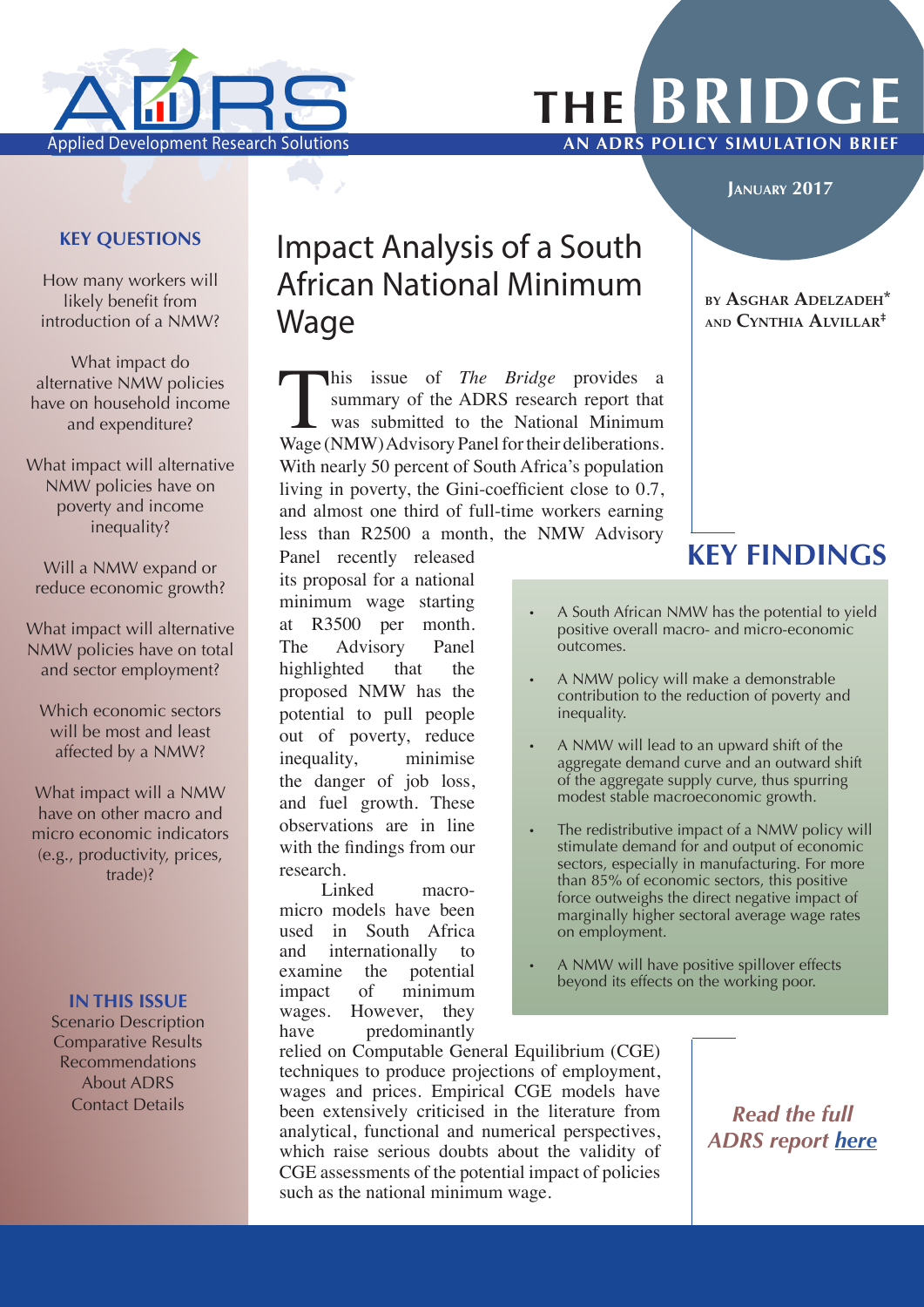Applied Development Research Solutions

# THE BRIDGE

**AN ADRS POLICY SIMULATION BRIEF**

**JANUARY 2017**

## KEY QUESTIONS

How many workers will likely benefit from introduction of a NMW?

What impact do alternative NMW policies have on household income and expenditure?

What impact will alternative NMW policies have on poverty and income inequality?

Will a NMW expand or reduce economic growth?

What impact will alternative NMW policies have on total and sector employment?

Which economic sectors will be most and least affected by a NMW?

What impact will a NMW have on other macro and micro economic indicators (e.g., productivity, prices, trade)?

## IN THIS ISSUE

Scenario Description
Comparative Results
Recommendations
About ADRS
Contact Details

# Impact Analysis of a South African National Minimum Wage

BY ASGHAR ADELZADEH* AND CYNTHIA ALVILLAR‡

This issue of *The Bridge* provides a summary of the ADRS research report that was submitted to the National Minimum Wage (NMW) Advisory Panel for their deliberations. With nearly 50 percent of South Africa's population living in poverty, the Gini-coefficient close to 0.7, and almost one third of full-time workers earning less than R2500 a month, the NMW Advisory Panel recently released its proposal for a national minimum wage starting at R3500 per month. The Advisory Panel highlighted that the proposed NMW has the potential to pull people out of poverty, reduce inequality, minimise the danger of job loss, and fuel growth. These observations are in line with the findings from our research.

Linked macro-micro models have been used in South Africa and internationally to examine the potential impact of minimum wages. However, they have predominantly relied on Computable General Equilibrium (CGE) techniques to produce projections of employment, wages and prices. Empirical CGE models have been extensively criticised in the literature from analytical, functional and numerical perspectives, which raise serious doubts about the validity of CGE assessments of the potential impact of policies such as the national minimum wage.

## KEY FINDINGS

- A South African NMW has the potential to yield positive overall macro- and micro-economic outcomes.
- A NMW policy will make a demonstrable contribution to the reduction of poverty and inequality.
- A NMW will lead to an upward shift of the aggregate demand curve and an outward shift of the aggregate supply curve, thus spurring modest stable macroeconomic growth.
- The redistributive impact of a NMW policy will stimulate demand for and output of economic sectors, especially in manufacturing. For more than 85% of economic sectors, this positive force outweighs the direct negative impact of marginally higher sectoral average wage rates on employment.
- A NMW will have positive spillover effects beyond its effects on the working poor.

*Read the full ADRS report here*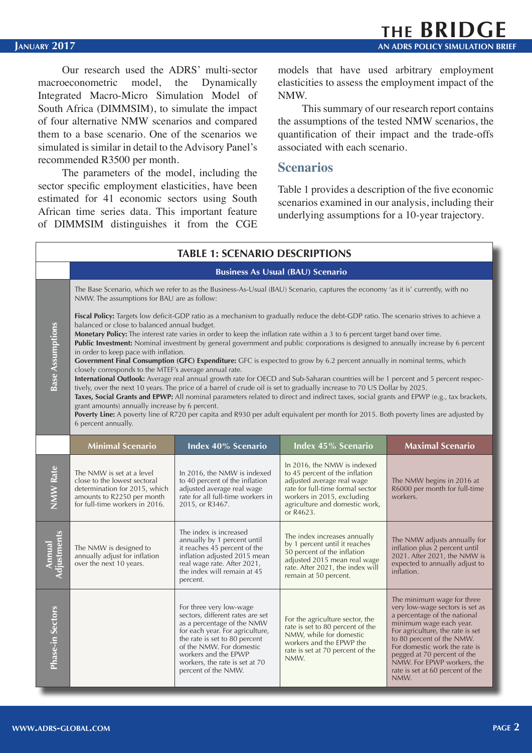Our research used the ADRS' multi-sector macroeconometric model, the Dynamically Integrated Macro-Micro Simulation Model of South Africa (DIMMSIM), to simulate the impact of four alternative NMW scenarios and compared them to a base scenario. One of the scenarios we simulated is similar in detail to the Advisory Panel's recommended R3500 per month.

The parameters of the model, including the sector specific employment elasticities, have been estimated for 41 economic sectors using South African time series data. This important feature of DIMMSIM distinguishes it from the CGE models that have used arbitrary employment elasticities to assess the employment impact of the NMW.

This summary of our research report contains the assumptions of the tested NMW scenarios, the quantification of their impact and the trade-offs associated with each scenario.

## Scenarios

Table 1 provides a description of the five economic scenarios examined in our analysis, including their underlying assumptions for a 10-year trajectory.

**TABLE 1: SCENARIO DESCRIPTIONS**

**Business As Usual (BAU) Scenario**

**Base Assumptions**

The Base Scenario, which we refer to as the Business-As-Usual (BAU) Scenario, captures the economy 'as it is' currently, with no NMW. The assumptions for BAU are as follow:

**Fiscal Policy:** Targets low deficit-GDP ratio as a mechanism to gradually reduce the debt-GDP ratio. The scenario strives to achieve a balanced or close to balanced annual budget.
**Monetary Policy:** The interest rate varies in order to keep the inflation rate within a 3 to 6 percent target band over time.
**Public Investment:** Nominal investment by general government and public corporations is designed to annually increase by 6 percent in order to keep pace with inflation.
**Government Final Consumption (GFC) Expenditure:** GFC is expected to grow by 6.2 percent annually in nominal terms, which closely corresponds to the MTEF's average annual rate.
**International Outlook:** Average real annual growth rate for OECD and Sub-Saharan countries will be 1 percent and 5 percent respectively, over the next 10 years. The price of a barrel of crude oil is set to gradually increase to 70 US Dollar by 2025.
**Taxes, Social Grants and EPWP:** All nominal parameters related to direct and indirect taxes, social grants and EPWP (e.g., tax brackets, grant amounts) annually increase by 6 percent.
**Poverty Line:** A poverty line of R720 per capita and R930 per adult equivalent per month for 2015. Both poverty lines are adjusted by 6 percent annually.

| | Minimal Scenario | Index 40% Scenario | Index 45% Scenario | Maximal Scenario |
|---|---|---|---|---|
| **NMW Rate** | The NMW is set at a level close to the lowest sectoral determination for 2015, which amounts to R2250 per month for full-time workers in 2016. | In 2016, the NMW is indexed to 40 percent of the inflation adjusted average real wage rate for all full-time workers in 2015, or R3467. | In 2016, the NMW is indexed to 45 percent of the inflation adjusted average real wage rate for full-time formal sector workers in 2015, excluding agriculture and domestic work, or R4623. | The NMW begins in 2016 at R6000 per month for full-time workers. |
| **Annual Adjustments** | The NMW is designed to annually adjust for inflation over the next 10 years. | The index is increased annually by 1 percent until it reaches 45 percent of the inflation adjusted 2015 mean real wage rate. After 2021, the index will remain at 45 percent. | The index increases annually by 1 percent until it reaches 50 percent of the inflation adjusted 2015 mean real wage rate. After 2021, the index will remain at 50 percent. | The NMW adjusts annually for inflation plus 2 percent until 2021. After 2021, the NMW is expected to annually adjust to inflation. |
| **Phase-in Sectors** | | For three very low-wage sectors, different rates are set as a percentage of the NMW for each year. For agriculture, the rate is set to 80 percent of the NMW. For domestic workers and the EPWP workers, the rate is set at 70 percent of the NMW. | For the agriculture sector, the rate is set to 80 percent of the NMW, while for domestic workers and the EPWP the rate is set at 70 percent of the NMW. | The minimum wage for three very low-wage sectors is set as a percentage of the national minimum wage each year. For agriculture, the rate is set to 80 percent of the NMW. For domestic work the rate is pegged at 70 percent of the NMW. For EPWP workers, the rate is set at 60 percent of the NMW. |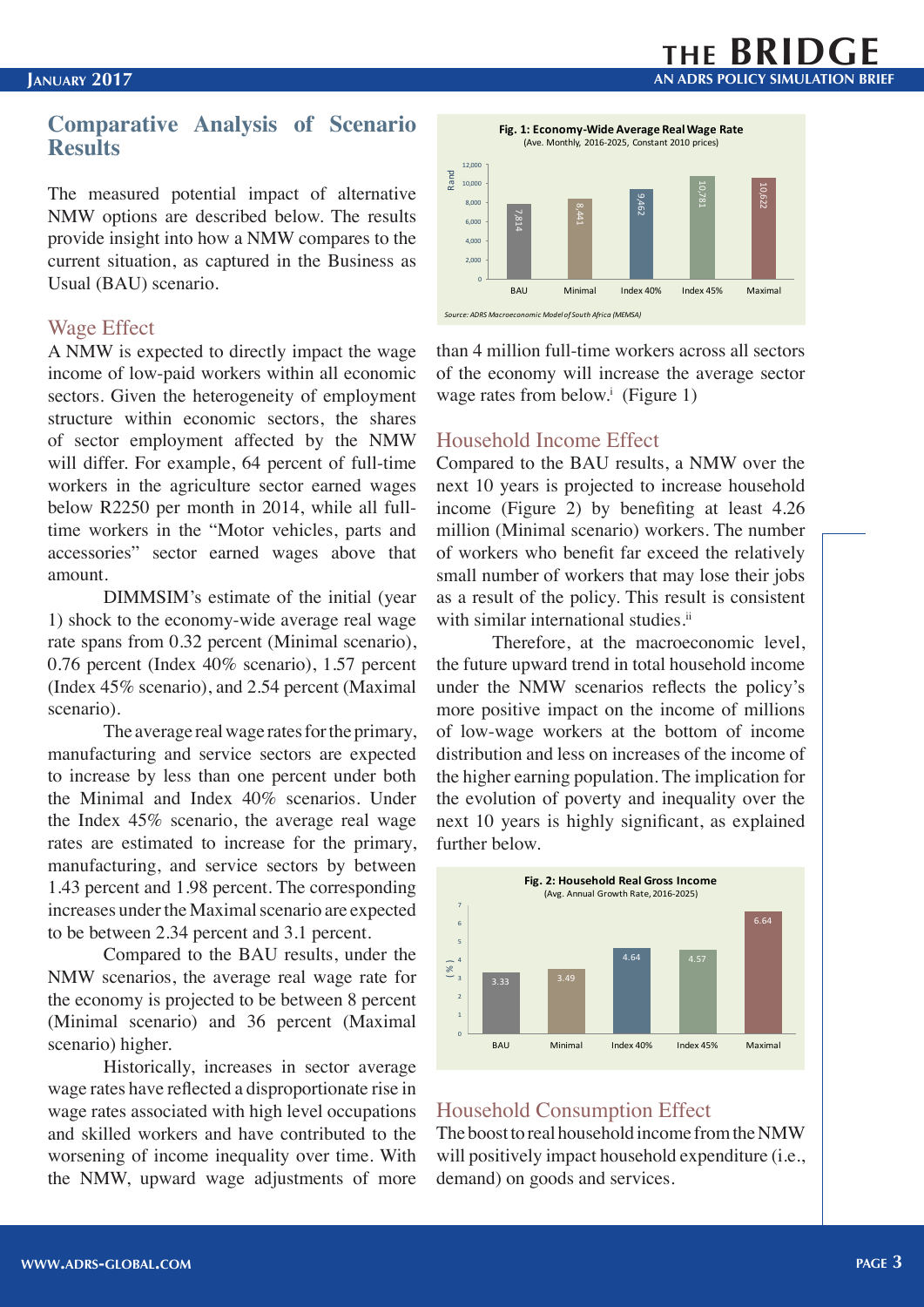## Comparative Analysis of Scenario Results

The measured potential impact of alternative NMW options are described below. The results provide insight into how a NMW compares to the current situation, as captured in the Business as Usual (BAU) scenario.

### Wage Effect

A NMW is expected to directly impact the wage income of low-paid workers within all economic sectors. Given the heterogeneity of employment structure within economic sectors, the shares of sector employment affected by the NMW will differ. For example, 64 percent of full-time workers in the agriculture sector earned wages below R2250 per month in 2014, while all full-time workers in the "Motor vehicles, parts and accessories" sector earned wages above that amount.

DIMMSIM's estimate of the initial (year 1) shock to the economy-wide average real wage rate spans from 0.32 percent (Minimal scenario), 0.76 percent (Index 40% scenario), 1.57 percent (Index 45% scenario), and 2.54 percent (Maximal scenario).

The average real wage rates for the primary, manufacturing and service sectors are expected to increase by less than one percent under both the Minimal and Index 40% scenarios. Under the Index 45% scenario, the average real wage rates are estimated to increase for the primary, manufacturing, and service sectors by between 1.43 percent and 1.98 percent. The corresponding increases under the Maximal scenario are expected to be between 2.34 percent and 3.1 percent.

Compared to the BAU results, under the NMW scenarios, the average real wage rate for the economy is projected to be between 8 percent (Minimal scenario) and 36 percent (Maximal scenario) higher.

Historically, increases in sector average wage rates have reflected a disproportionate rise in wage rates associated with high level occupations and skilled workers and have contributed to the worsening of income inequality over time. With the NMW, upward wage adjustments of more than 4 million full-time workers across all sectors of the economy will increase the average sector wage rates from below.[i] (Figure 1)

**Fig. 1: Economy-Wide Average Real Wage Rate**
(Ave. Monthly, 2016-2025, Constant 2010 prices)

| Scenario | Rand |
|---|---|
| BAU | 7,814 |
| Minimal | 8,441 |
| Index 40% | 9,462 |
| Index 45% | 10,781 |
| Maximal | 10,622 |

*Source: ADRS Macroeconomic Model of South Africa (MEMSA)*

### Household Income Effect

Compared to the BAU results, a NMW over the next 10 years is projected to increase household income (Figure 2) by benefiting at least 4.26 million (Minimal scenario) workers. The number of workers who benefit far exceed the relatively small number of workers that may lose their jobs as a result of the policy. This result is consistent with similar international studies.[ii]

Therefore, at the macroeconomic level, the future upward trend in total household income under the NMW scenarios reflects the policy's more positive impact on the income of millions of low-wage workers at the bottom of income distribution and less on increases of the income of the higher earning population. The implication for the evolution of poverty and inequality over the next 10 years is highly significant, as explained further below.

**Fig. 2: Household Real Gross Income**
(Avg. Annual Growth Rate, 2016-2025)

| Scenario | (%) |
|---|---|
| BAU | 3.33 |
| Minimal | 3.49 |
| Index 40% | 4.64 |
| Index 45% | 4.57 |
| Maximal | 6.64 |

### Household Consumption Effect

The boost to real household income from the NMW will positively impact household expenditure (i.e., demand) on goods and services.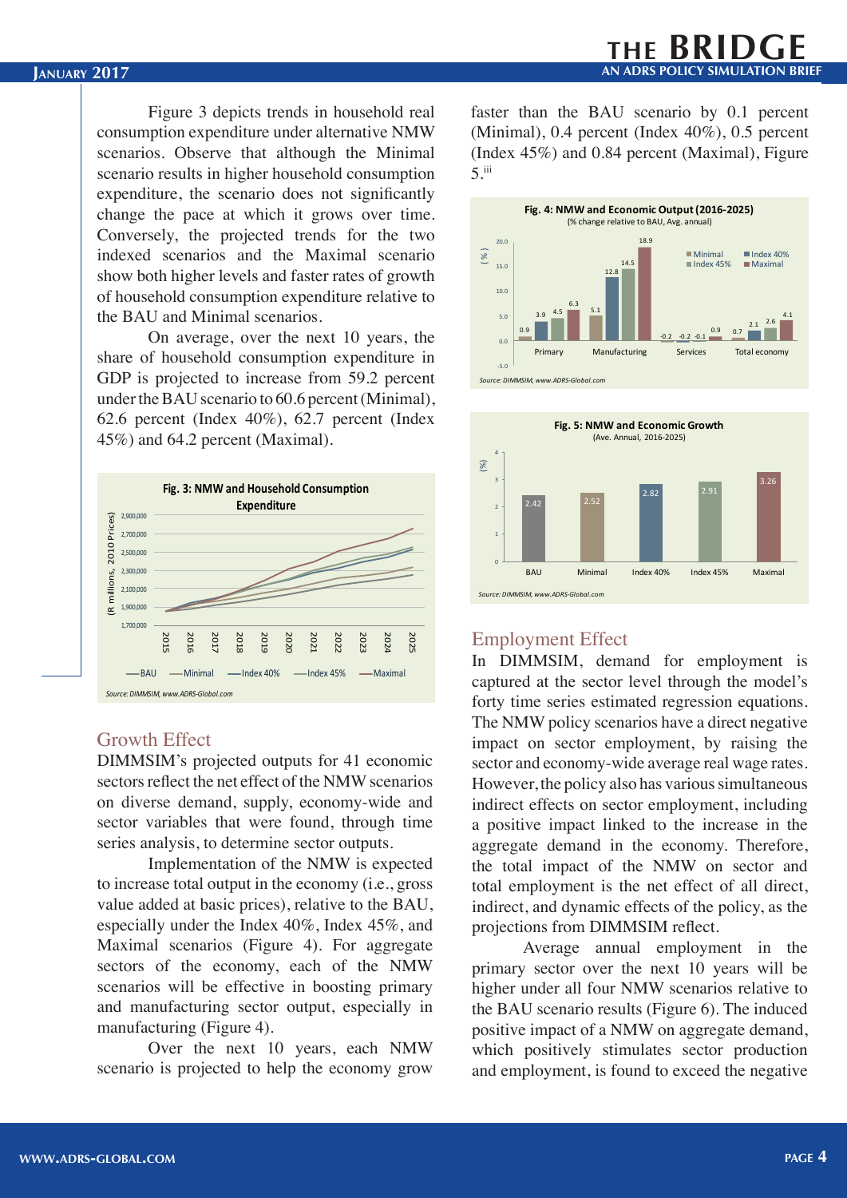Figure 3 depicts trends in household real consumption expenditure under alternative NMW scenarios. Observe that although the Minimal scenario results in higher household consumption expenditure, the scenario does not significantly change the pace at which it grows over time. Conversely, the projected trends for the two indexed scenarios and the Maximal scenario show both higher levels and faster rates of growth of household consumption expenditure relative to the BAU and Minimal scenarios.

On average, over the next 10 years, the share of household consumption expenditure in GDP is projected to increase from 59.2 percent under the BAU scenario to 60.6 percent (Minimal), 62.6 percent (Index 40%), 62.7 percent (Index 45%) and 64.2 percent (Maximal).

**Fig. 3: NMW and Household Consumption Expenditure**

Source: DIMMSIM, www.ADRS-Global.com

## Growth Effect

DIMMSIM's projected outputs for 41 economic sectors reflect the net effect of the NMW scenarios on diverse demand, supply, economy-wide and sector variables that were found, through time series analysis, to determine sector outputs.

Implementation of the NMW is expected to increase total output in the economy (i.e., gross value added at basic prices), relative to the BAU, especially under the Index 40%, Index 45%, and Maximal scenarios (Figure 4). For aggregate sectors of the economy, each of the NMW scenarios will be effective in boosting primary and manufacturing sector output, especially in manufacturing (Figure 4).

Over the next 10 years, each NMW scenario is projected to help the economy grow faster than the BAU scenario by 0.1 percent (Minimal), 0.4 percent (Index 40%), 0.5 percent (Index 45%) and 0.84 percent (Maximal), Figure 5.[iii]

**Fig. 4: NMW and Economic Output (2016-2025)**
(% change relative to BAU, Avg. annual)

| Sector | Minimal | Index 40% | Index 45% | Maximal |
|---|---|---|---|---|
| Primary | 0.9 | 3.9 | 4.5 | 6.3 |
| Manufacturing | 5.1 | 12.8 | 14.5 | 18.9 |
| Services | -0.2 | -0.2 | -0.1 | 0.9 |
| Total economy | 0.7 | 2.1 | 2.6 | 4.1 |

Source: DIMMSIM, www.ADRS-Global.com

**Fig. 5: NMW and Economic Growth**
(Ave. Annual, 2016-2025)

| BAU | Minimal | Index 40% | Index 45% | Maximal |
|---|---|---|---|---|
| 2.42 | 2.52 | 2.82 | 2.91 | 3.26 |

Source: DIMMSIM, www.ADRS-Global.com

## Employment Effect

In DIMMSIM, demand for employment is captured at the sector level through the model's forty time series estimated regression equations. The NMW policy scenarios have a direct negative impact on sector employment, by raising the sector and economy-wide average real wage rates. However, the policy also has various simultaneous indirect effects on sector employment, including a positive impact linked to the increase in the aggregate demand in the economy. Therefore, the total impact of the NMW on sector and total employment is the net effect of all direct, indirect, and dynamic effects of the policy, as the projections from DIMMSIM reflect.

Average annual employment in the primary sector over the next 10 years will be higher under all four NMW scenarios relative to the BAU scenario results (Figure 6). The induced positive impact of a NMW on aggregate demand, which positively stimulates sector production and employment, is found to exceed the negative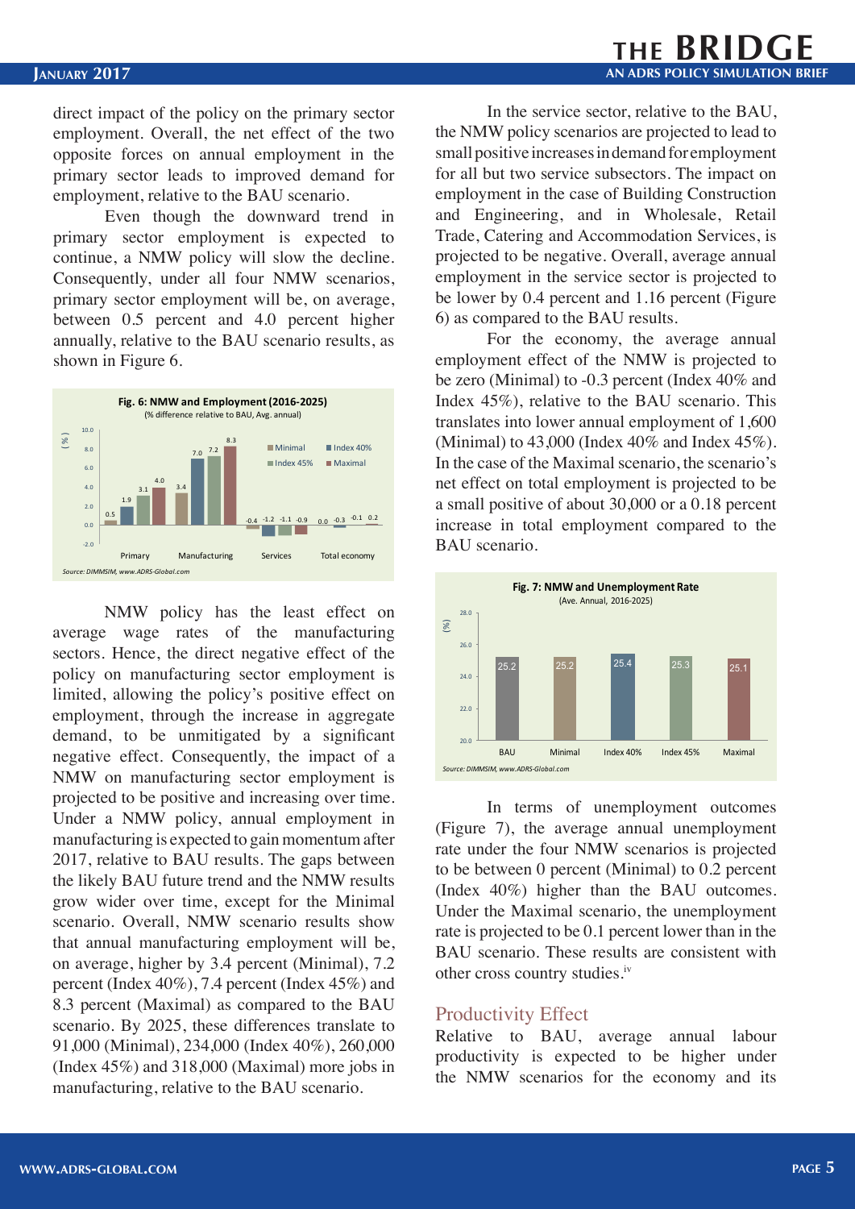direct impact of the policy on the primary sector employment. Overall, the net effect of the two opposite forces on annual employment in the primary sector leads to improved demand for employment, relative to the BAU scenario.

Even though the downward trend in primary sector employment is expected to continue, a NMW policy will slow the decline. Consequently, under all four NMW scenarios, primary sector employment will be, on average, between 0.5 percent and 4.0 percent higher annually, relative to the BAU scenario results, as shown in Figure 6.

**Fig. 6: NMW and Employment (2016-2025)**
(% difference relative to BAU, Avg. annual)

| | Minimal | Index 40% | Index 45% | Maximal |
|---|---|---|---|---|
| Primary | 0.5 | 1.9 | 3.1 | 4.0 |
| Manufacturing | 3.4 | 7.0 | 7.2 | 8.3 |
| Services | -0.4 | -1.2 | -1.1 | -0.9 |
| Total economy | 0.0 | -0.3 | -0.1 | 0.2 |

*Source: DIMMSIM, www.ADRS-Global.com*

NMW policy has the least effect on average wage rates of the manufacturing sectors. Hence, the direct negative effect of the policy on manufacturing sector employment is limited, allowing the policy's positive effect on employment, through the increase in aggregate demand, to be unmitigated by a significant negative effect. Consequently, the impact of a NMW on manufacturing sector employment is projected to be positive and increasing over time. Under a NMW policy, annual employment in manufacturing is expected to gain momentum after 2017, relative to BAU results. The gaps between the likely BAU future trend and the NMW results grow wider over time, except for the Minimal scenario. Overall, NMW scenario results show that annual manufacturing employment will be, on average, higher by 3.4 percent (Minimal), 7.2 percent (Index 40%), 7.4 percent (Index 45%) and 8.3 percent (Maximal) as compared to the BAU scenario. By 2025, these differences translate to 91,000 (Minimal), 234,000 (Index 40%), 260,000 (Index 45%) and 318,000 (Maximal) more jobs in manufacturing, relative to the BAU scenario.

In the service sector, relative to the BAU, the NMW policy scenarios are projected to lead to small positive increases in demand for employment for all but two service subsectors. The impact on employment in the case of Building Construction and Engineering, and in Wholesale, Retail Trade, Catering and Accommodation Services, is projected to be negative. Overall, average annual employment in the service sector is projected to be lower by 0.4 percent and 1.16 percent (Figure 6) as compared to the BAU results.

For the economy, the average annual employment effect of the NMW is projected to be zero (Minimal) to -0.3 percent (Index 40% and Index 45%), relative to the BAU scenario. This translates into lower annual employment of 1,600 (Minimal) to 43,000 (Index 40% and Index 45%). In the case of the Maximal scenario, the scenario's net effect on total employment is projected to be a small positive of about 30,000 or a 0.18 percent increase in total employment compared to the BAU scenario.

**Fig. 7: NMW and Unemployment Rate**
(Ave. Annual, 2016-2025)

| | BAU | Minimal | Index 40% | Index 45% | Maximal |
|---|---|---|---|---|---|
| Unemployment rate (%) | 25.2 | 25.2 | 25.4 | 25.3 | 25.1 |

*Source: DIMMSIM, www.ADRS-Global.com*

In terms of unemployment outcomes (Figure 7), the average annual unemployment rate under the four NMW scenarios is projected to be between 0 percent (Minimal) to 0.2 percent (Index 40%) higher than the BAU outcomes. Under the Maximal scenario, the unemployment rate is projected to be 0.1 percent lower than in the BAU scenario. These results are consistent with other cross country studies.[iv]

## Productivity Effect

Relative to BAU, average annual labour productivity is expected to be higher under the NMW scenarios for the economy and its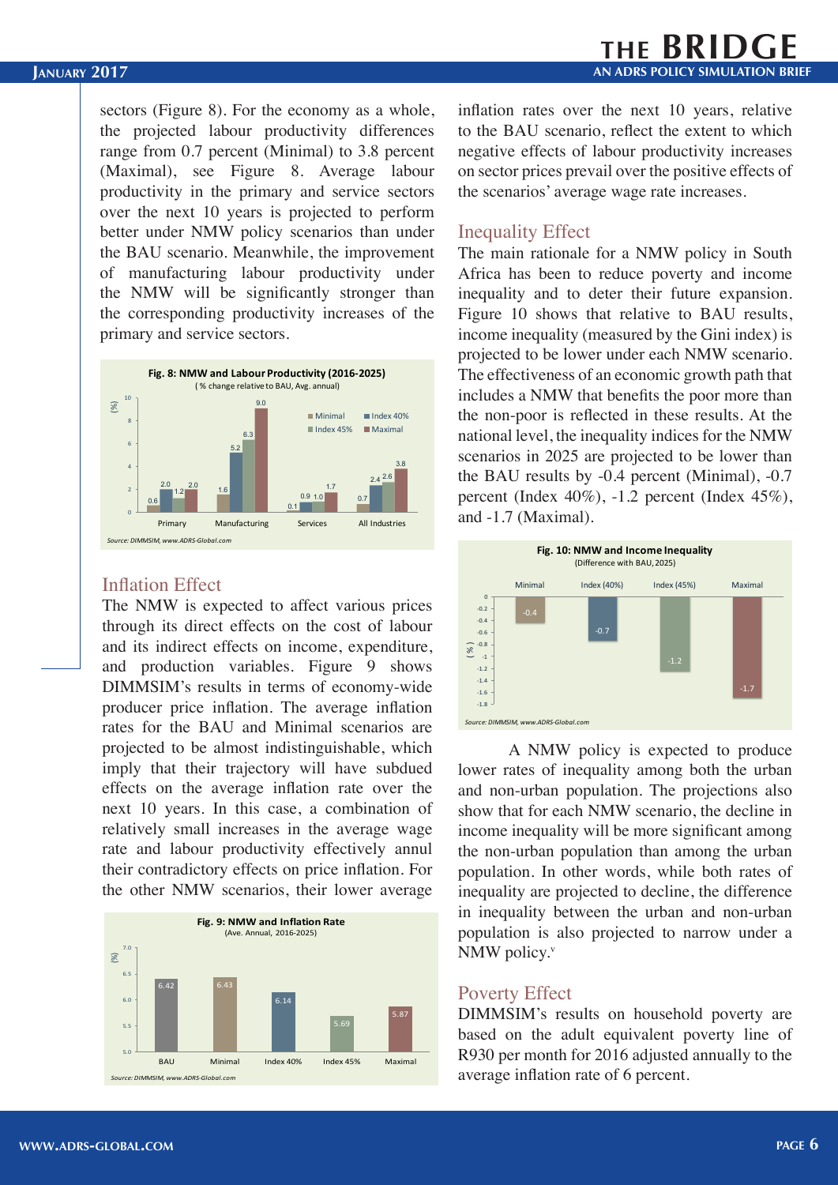sectors (Figure 8). For the economy as a whole, the projected labour productivity differences range from 0.7 percent (Minimal) to 3.8 percent (Maximal), see Figure 8. Average labour productivity in the primary and service sectors over the next 10 years is projected to perform better under NMW policy scenarios than under the BAU scenario. Meanwhile, the improvement of manufacturing labour productivity under the NMW will be significantly stronger than the corresponding productivity increases of the primary and service sectors.

**Fig. 8: NMW and Labour Productivity (2016-2025)**
( % change relative to BAU, Avg. annual)

| | Minimal | Index 40% | Index 45% | Maximal |
|---|---|---|---|---|
| Primary | 0.6 | 2.0 | 1.2 | 2.0 |
| Manufacturing | 1.6 | 5.2 | 6.3 | 9.0 |
| Services | 0.1 | 0.9 | 1.0 | 1.7 |
| All Industries | 0.7 | 2.4 | 2.6 | 3.8 |

*Source: DIMMSIM, www.ADRS-Global.com*

## Inflation Effect

The NMW is expected to affect various prices through its direct effects on the cost of labour and its indirect effects on income, expenditure, and production variables. Figure 9 shows DIMMSIM's results in terms of economy-wide producer price inflation. The average inflation rates for the BAU and Minimal scenarios are projected to be almost indistinguishable, which imply that their trajectory will have subdued effects on the average inflation rate over the next 10 years. In this case, a combination of relatively small increases in the average wage rate and labour productivity effectively annul their contradictory effects on price inflation. For the other NMW scenarios, their lower average inflation rates over the next 10 years, relative to the BAU scenario, reflect the extent to which negative effects of labour productivity increases on sector prices prevail over the positive effects of the scenarios' average wage rate increases.

**Fig. 9: NMW and Inflation Rate**
(Ave. Annual, 2016-2025)

| | BAU | Minimal | Index 40% | Index 45% | Maximal |
|---|---|---|---|---|---|
| (%) | 6.42 | 6.43 | 6.14 | 5.69 | 5.87 |

*Source: DIMMSIM, www.ADRS-Global.com*

## Inequality Effect

The main rationale for a NMW policy in South Africa has been to reduce poverty and income inequality and to deter their future expansion. Figure 10 shows that relative to BAU results, income inequality (measured by the Gini index) is projected to be lower under each NMW scenario. The effectiveness of an economic growth path that includes a NMW that benefits the poor more than the non-poor is reflected in these results. At the national level, the inequality indices for the NMW scenarios in 2025 are projected to be lower than the BAU results by -0.4 percent (Minimal), -0.7 percent (Index 40%), -1.2 percent (Index 45%), and -1.7 (Maximal).

**Fig. 10: NMW and Income Inequality**
(Difference with BAU, 2025)

| | Minimal | Index (40%) | Index (45%) | Maximal |
|---|---|---|---|---|
| (%) | -0.4 | -0.7 | -1.2 | -1.7 |

*Source: DIMMSIM, www.ADRS-Global.com*

A NMW policy is expected to produce lower rates of inequality among both the urban and non-urban population. The projections also show that for each NMW scenario, the decline in income inequality will be more significant among the non-urban population than among the urban population. In other words, while both rates of inequality are projected to decline, the difference in inequality between the urban and non-urban population is also projected to narrow under a NMW policy.[v]

## Poverty Effect

DIMMSIM's results on household poverty are based on the adult equivalent poverty line of R930 per month for 2016 adjusted annually to the average inflation rate of 6 percent.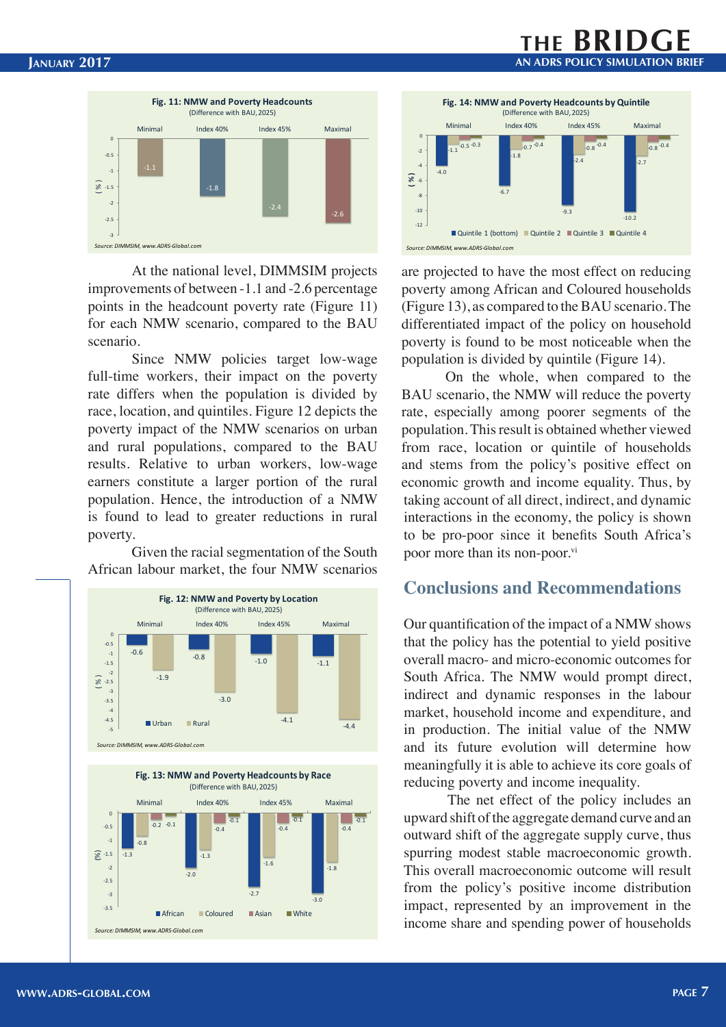**Fig. 11: NMW and Poverty Headcounts**
(Difference with BAU, 2025)

| | Minimal | Index 40% | Index 45% | Maximal |
|---|---|---|---|---|
| (%) | -1.1 | -1.8 | -2.4 | -2.6 |

*Source: DIMMSIM, www.ADRS-Global.com*

At the national level, DIMMSIM projects improvements of between -1.1 and -2.6 percentage points in the headcount poverty rate (Figure 11) for each NMW scenario, compared to the BAU scenario.

Since NMW policies target low-wage full-time workers, their impact on the poverty rate differs when the population is divided by race, location, and quintiles. Figure 12 depicts the poverty impact of the NMW scenarios on urban and rural populations, compared to the BAU results. Relative to urban workers, low-wage earners constitute a larger portion of the rural population. Hence, the introduction of a NMW is found to lead to greater reductions in rural poverty.

Given the racial segmentation of the South African labour market, the four NMW scenarios are projected to have the most effect on reducing poverty among African and Coloured households (Figure 13), as compared to the BAU scenario. The differentiated impact of the policy on household poverty is found to be most noticeable when the population is divided by quintile (Figure 14).

**Fig. 12: NMW and Poverty by Location**
(Difference with BAU, 2025)

| (%) | Minimal | Index 40% | Index 45% | Maximal |
|---|---|---|---|---|
| Urban | -0.6 | -0.8 | -1.0 | -1.1 |
| Rural | -1.9 | -3.0 | -4.1 | -4.4 |

*Source: DIMMSIM, www.ADRS-Global.com*

**Fig. 13: NMW and Poverty Headcounts by Race**
(Difference with BAU, 2025)

| (%) | Minimal | Index 40% | Index 45% | Maximal |
|---|---|---|---|---|
| African | -1.3 | -2.0 | -2.7 | -3.0 |
| Coloured | -0.8 | -1.3 | -1.6 | -1.8 |
| Asian | -0.2 | -0.4 | -0.4 | -0.4 |
| White | -0.1 | -0.1 | -0.1 | -0.1 |

*Source: DIMMSIM, www.ADRS-Global.com*

**Fig. 14: NMW and Poverty Headcounts by Quintile**
(Difference with BAU, 2025)

| (%) | Minimal | Index 40% | Index 45% | Maximal |
|---|---|---|---|---|
| Quintile 1 (bottom) | -4.0 | -6.7 | -9.3 | -10.2 |
| Quintile 2 | -1.1 | -1.8 | -2.4 | -2.7 |
| Quintile 3 | -0.5 | -0.7 | -0.8 | -0.8 |
| Quintile 4 | -0.3 | -0.4 | -0.4 | -0.4 |

*Source: DIMMSIM, www.ADRS-Global.com*

On the whole, when compared to the BAU scenario, the NMW will reduce the poverty rate, especially among poorer segments of the population. This result is obtained whether viewed from race, location or quintile of households and stems from the policy's positive effect on economic growth and income equality. Thus, by taking account of all direct, indirect, and dynamic interactions in the economy, the policy is shown to be pro-poor since it benefits South Africa's poor more than its non-poor.[vi]

## Conclusions and Recommendations

Our quantification of the impact of a NMW shows that the policy has the potential to yield positive overall macro- and micro-economic outcomes for South Africa. The NMW would prompt direct, indirect and dynamic responses in the labour market, household income and expenditure, and in production. The initial value of the NMW and its future evolution will determine how meaningfully it is able to achieve its core goals of reducing poverty and income inequality.

The net effect of the policy includes an upward shift of the aggregate demand curve and an outward shift of the aggregate supply curve, thus spurring modest stable macroeconomic growth. This overall macroeconomic outcome will result from the policy's positive income distribution impact, represented by an improvement in the income share and spending power of households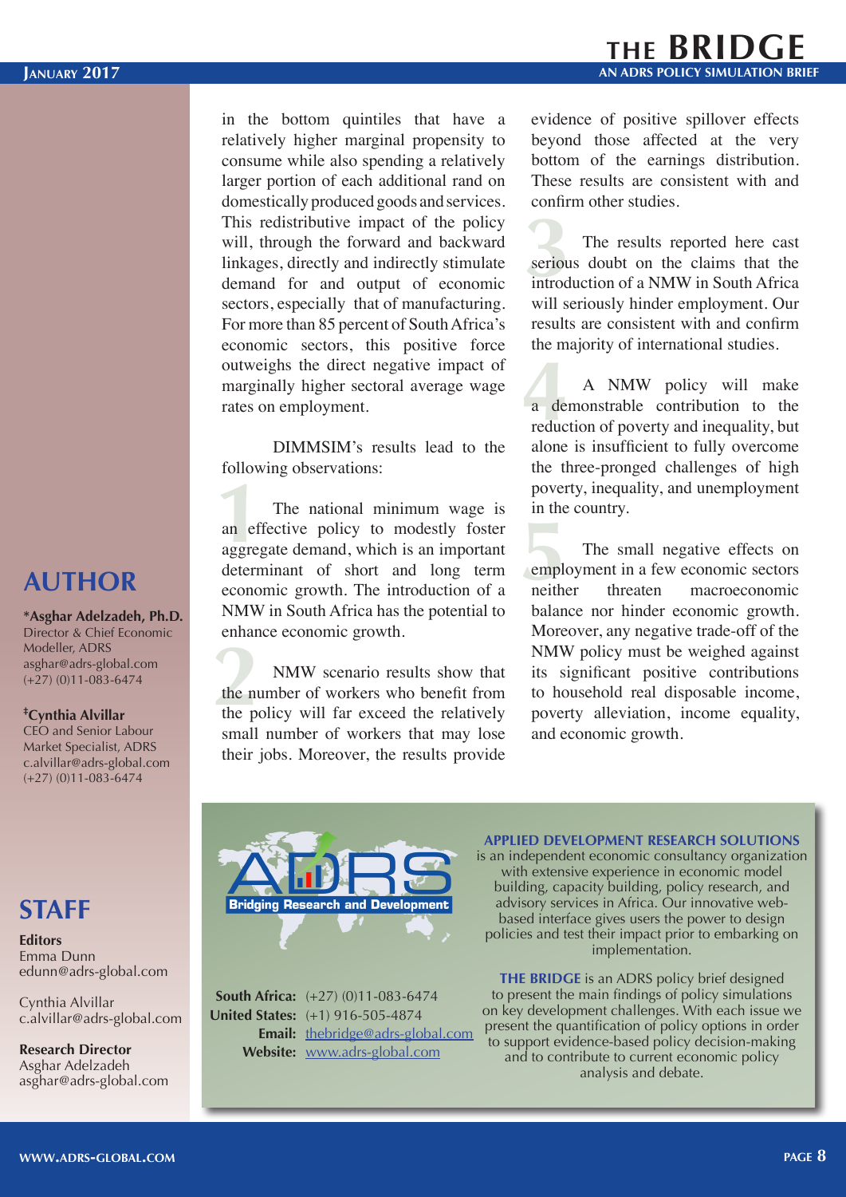in the bottom quintiles that have a relatively higher marginal propensity to consume while also spending a relatively larger portion of each additional rand on domestically produced goods and services. This redistributive impact of the policy will, through the forward and backward linkages, directly and indirectly stimulate demand for and output of economic sectors, especially that of manufacturing. For more than 85 percent of South Africa's economic sectors, this positive force outweighs the direct negative impact of marginally higher sectoral average wage rates on employment.

DIMMSIM's results lead to the following observations:

1. The national minimum wage is an effective policy to modestly foster aggregate demand, which is an important determinant of short and long term economic growth. The introduction of a NMW in South Africa has the potential to enhance economic growth.

2. NMW scenario results show that the number of workers who benefit from the policy will far exceed the relatively small number of workers that may lose their jobs. Moreover, the results provide evidence of positive spillover effects beyond those affected at the very bottom of the earnings distribution. These results are consistent with and confirm other studies.

3. The results reported here cast serious doubt on the claims that the introduction of a NMW in South Africa will seriously hinder employment. Our results are consistent with and confirm the majority of international studies.

4. A NMW policy will make a demonstrable contribution to the reduction of poverty and inequality, but alone is insufficient to fully overcome the three-pronged challenges of high poverty, inequality, and unemployment in the country.

5. The small negative effects on employment in a few economic sectors neither threaten macroeconomic balance nor hinder economic growth. Moreover, any negative trade-off of the NMW policy must be weighed against its significant positive contributions to household real disposable income, poverty alleviation, income equality, and economic growth.

## AUTHOR

**\*Asghar Adelzadeh, Ph.D.**
Director & Chief Economic Modeller, ADRS
asghar@adrs-global.com
(+27) (0)11-083-6474

**‡Cynthia Alvillar**
CEO and Senior Labour Market Specialist, ADRS
c.alvillar@adrs-global.com
(+27) (0)11-083-6474

## STAFF

**Editors**
Emma Dunn
edunn@adrs-global.com

Cynthia Alvillar
c.alvillar@adrs-global.com

**Research Director**
Asghar Adelzadeh
asghar@adrs-global.com

ADRS — Bridging Research and Development

**South Africa:** (+27) (0)11-083-6474
**United States:** (+1) 916-505-4874
**Email:** thebridge@adrs-global.com
**Website:** www.adrs-global.com

**APPLIED DEVELOPMENT RESEARCH SOLUTIONS** is an independent economic consultancy organization with extensive experience in economic model building, capacity building, policy research, and advisory services in Africa. Our innovative web-based interface gives users the power to design policies and test their impact prior to embarking on implementation.

**THE BRIDGE** is an ADRS policy brief designed to present the main findings of policy simulations on key development challenges. With each issue we present the quantification of policy options in order to support evidence-based policy decision-making and to contribute to current economic policy analysis and debate.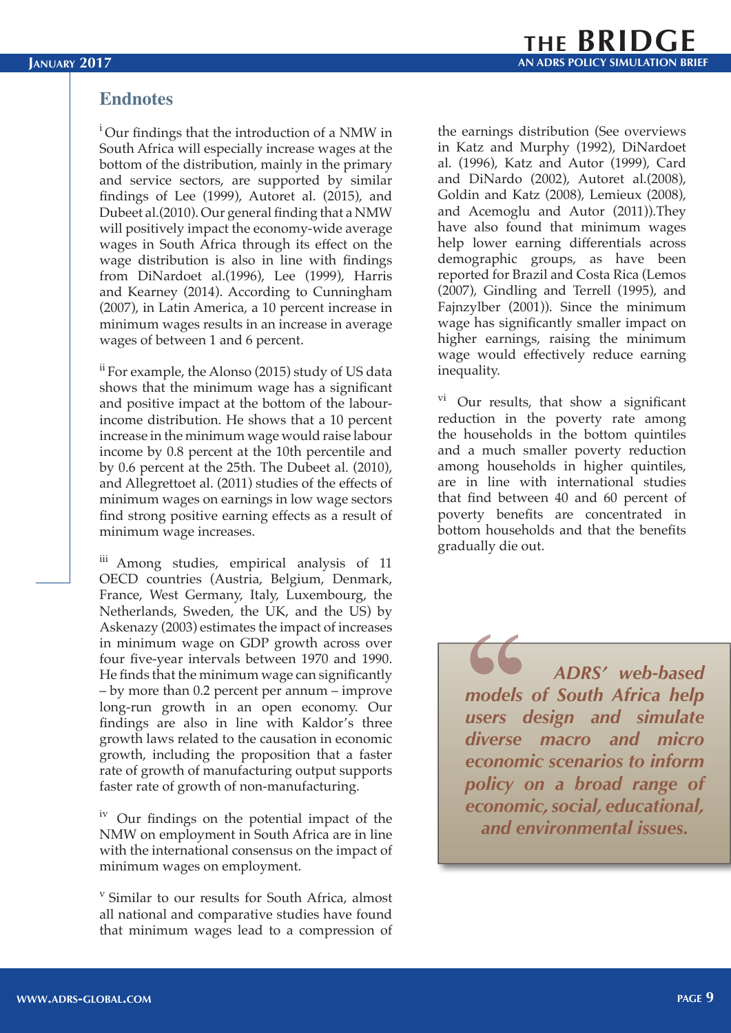## Endnotes

[i] Our findings that the introduction of a NMW in South Africa will especially increase wages at the bottom of the distribution, mainly in the primary and service sectors, are supported by similar findings of Lee (1999), Autoret al. (2015), and Dubeet al.(2010). Our general finding that a NMW will positively impact the economy-wide average wages in South Africa through its effect on the wage distribution is also in line with findings from DiNardoet al.(1996), Lee (1999), Harris and Kearney (2014). According to Cunningham (2007), in Latin America, a 10 percent increase in minimum wages results in an increase in average wages of between 1 and 6 percent.

[ii] For example, the Alonso (2015) study of US data shows that the minimum wage has a significant and positive impact at the bottom of the labour-income distribution. He shows that a 10 percent increase in the minimum wage would raise labour income by 0.8 percent at the 10th percentile and by 0.6 percent at the 25th. The Dubeet al. (2010), and Allegrettoet al. (2011) studies of the effects of minimum wages on earnings in low wage sectors find strong positive earning effects as a result of minimum wage increases.

[iii] Among studies, empirical analysis of 11 OECD countries (Austria, Belgium, Denmark, France, West Germany, Italy, Luxembourg, the Netherlands, Sweden, the UK, and the US) by Askenazy (2003) estimates the impact of increases in minimum wage on GDP growth across over four five-year intervals between 1970 and 1990. He finds that the minimum wage can significantly – by more than 0.2 percent per annum – improve long-run growth in an open economy. Our findings are also in line with Kaldor's three growth laws related to the causation in economic growth, including the proposition that a faster rate of growth of manufacturing output supports faster rate of growth of non-manufacturing.

[iv] Our findings on the potential impact of the NMW on employment in South Africa are in line with the international consensus on the impact of minimum wages on employment.

[v] Similar to our results for South Africa, almost all national and comparative studies have found that minimum wages lead to a compression of the earnings distribution (See overviews in Katz and Murphy (1992), DiNardoet al. (1996), Katz and Autor (1999), Card and DiNardo (2002), Autoret al.(2008), Goldin and Katz (2008), Lemieux (2008), and Acemoglu and Autor (2011)).They have also found that minimum wages help lower earning differentials across demographic groups, as have been reported for Brazil and Costa Rica (Lemos (2007), Gindling and Terrell (1995), and Fajnzylber (2001)). Since the minimum wage has significantly smaller impact on higher earnings, raising the minimum wage would effectively reduce earning inequality.

[vi] Our results, that show a significant reduction in the poverty rate among the households in the bottom quintiles and a much smaller poverty reduction among households in higher quintiles, are in line with international studies that find between 40 and 60 percent of poverty benefits are concentrated in bottom households and that the benefits gradually die out.

> ***ADRS' web-based models of South Africa help users design and simulate diverse macro and micro economic scenarios to inform policy on a broad range of economic, social, educational, and environmental issues.***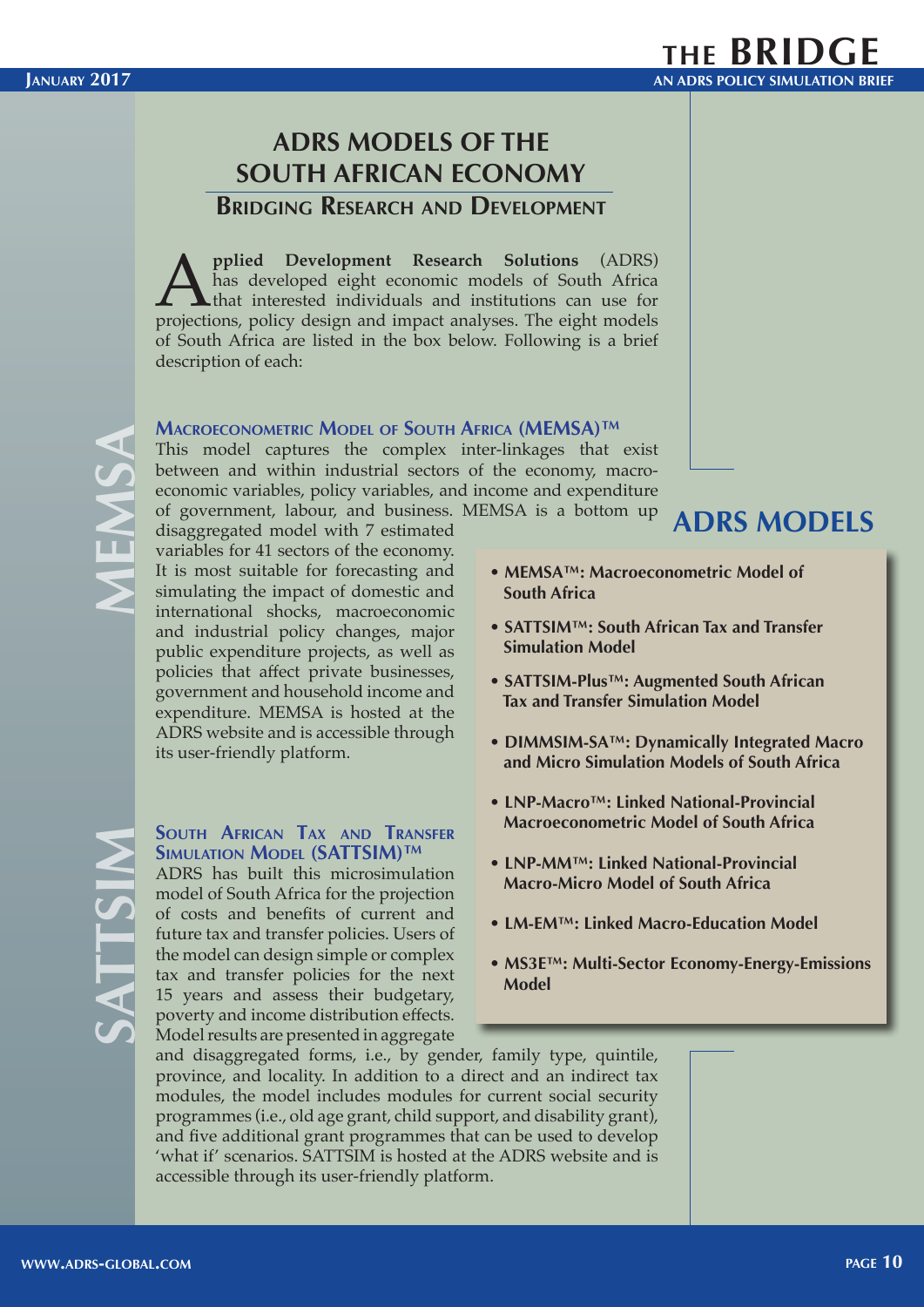# ADRS MODELS OF THE SOUTH AFRICAN ECONOMY

## Bridging Research and Development

**Applied Development Research Solutions** (ADRS) has developed eight economic models of South Africa that interested individuals and institutions can use for projections, policy design and impact analyses. The eight models of South Africa are listed in the box below. Following is a brief description of each:

### Macroeconometric Model of South Africa (MEMSA)™

This model captures the complex inter-linkages that exist between and within industrial sectors of the economy, macroeconomic variables, policy variables, and income and expenditure of government, labour, and business. MEMSA is a bottom up disaggregated model with 7 estimated variables for 41 sectors of the economy. It is most suitable for forecasting and simulating the impact of domestic and international shocks, macroeconomic and industrial policy changes, major public expenditure projects, as well as policies that affect private businesses, government and household income and expenditure. MEMSA is hosted at the ADRS website and is accessible through its user-friendly platform.

### South African Tax and Transfer Simulation Model (SATTSIM)™

ADRS has built this microsimulation model of South Africa for the projection of costs and benefits of current and future tax and transfer policies. Users of the model can design simple or complex tax and transfer policies for the next 15 years and assess their budgetary, poverty and income distribution effects. Model results are presented in aggregate and disaggregated forms, i.e., by gender, family type, quintile, province, and locality. In addition to a direct and an indirect tax modules, the model includes modules for current social security programmes (i.e., old age grant, child support, and disability grant), and five additional grant programmes that can be used to develop 'what if' scenarios. SATTSIM is hosted at the ADRS website and is accessible through its user-friendly platform.

## ADRS MODELS

- **MEMSA™: Macroeconometric Model of South Africa**
- **SATTSIM™: South African Tax and Transfer Simulation Model**
- **SATTSIM-Plus™: Augmented South African Tax and Transfer Simulation Model**
- **DIMMSIM-SA™: Dynamically Integrated Macro and Micro Simulation Models of South Africa**
- **LNP-Macro™: Linked National-Provincial Macroeconometric Model of South Africa**
- **LNP-MM™: Linked National-Provincial Macro-Micro Model of South Africa**
- **LM-EM™: Linked Macro-Education Model**
- **MS3E™: Multi-Sector Economy-Energy-Emissions Model**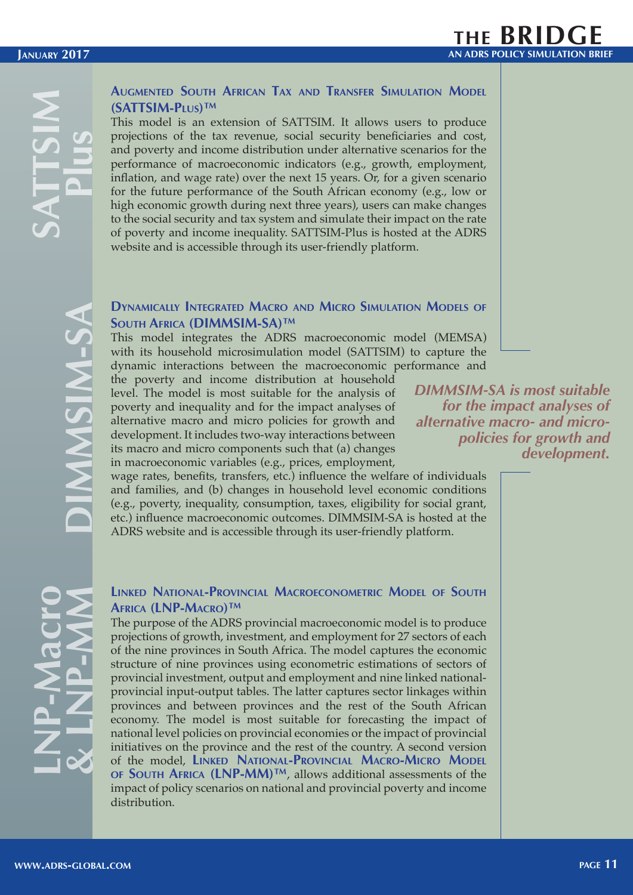## Augmented South African Tax and Transfer Simulation Model (SATTSIM-Plus)™

This model is an extension of SATTSIM. It allows users to produce projections of the tax revenue, social security beneficiaries and cost, and poverty and income distribution under alternative scenarios for the performance of macroeconomic indicators (e.g., growth, employment, inflation, and wage rate) over the next 15 years. Or, for a given scenario for the future performance of the South African economy (e.g., low or high economic growth during next three years), users can make changes to the social security and tax system and simulate their impact on the rate of poverty and income inequality. SATTSIM-Plus is hosted at the ADRS website and is accessible through its user-friendly platform.

## Dynamically Integrated Macro and Micro Simulation Models of South Africa (DIMMSIM-SA)™

This model integrates the ADRS macroeconomic model (MEMSA) with its household microsimulation model (SATTSIM) to capture the dynamic interactions between the macroeconomic performance and the poverty and income distribution at household level. The model is most suitable for the analysis of poverty and inequality and for the impact analyses of alternative macro and micro policies for growth and development. It includes two-way interactions between its macro and micro components such that (a) changes in macroeconomic variables (e.g., prices, employment, wage rates, benefits, transfers, etc.) influence the welfare of individuals and families, and (b) changes in household level economic conditions (e.g., poverty, inequality, consumption, taxes, eligibility for social grant, etc.) influence macroeconomic outcomes. DIMMSIM-SA is hosted at the ADRS website and is accessible through its user-friendly platform.

> ***DIMMSIM-SA is most suitable for the impact analyses of alternative macro- and micro-policies for growth and development.***

## Linked National-Provincial Macroeconometric Model of South Africa (LNP-Macro)™

The purpose of the ADRS provincial macroeconomic model is to produce projections of growth, investment, and employment for 27 sectors of each of the nine provinces in South Africa. The model captures the economic structure of nine provinces using econometric estimations of sectors of provincial investment, output and employment and nine linked national-provincial input-output tables. The latter captures sector linkages within provinces and between provinces and the rest of the South African economy. The model is most suitable for forecasting the impact of national level policies on provincial economies or the impact of provincial initiatives on the province and the rest of the country. A second version of the model, **Linked National-Provincial Macro-Micro Model of South Africa (LNP-MM)™**, allows additional assessments of the impact of policy scenarios on national and provincial poverty and income distribution.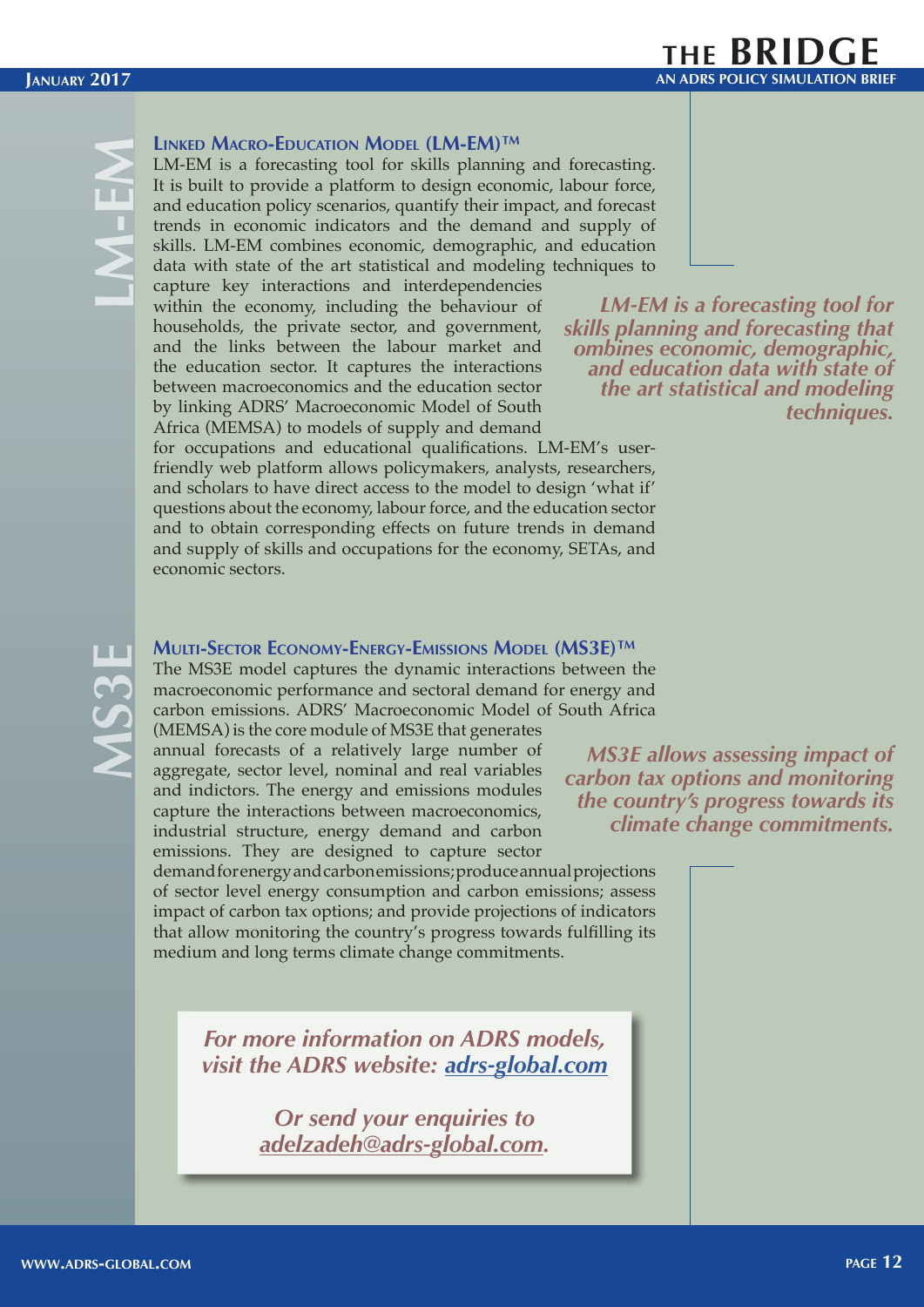## Linked Macro-Education Model (LM-EM)™

LM-EM is a forecasting tool for skills planning and forecasting. It is built to provide a platform to design economic, labour force, and education policy scenarios, quantify their impact, and forecast trends in economic indicators and the demand and supply of skills. LM-EM combines economic, demographic, and education data with state of the art statistical and modeling techniques to capture key interactions and interdependencies within the economy, including the behaviour of households, the private sector, and government, and the links between the labour market and the education sector. It captures the interactions between macroeconomics and the education sector by linking ADRS' Macroeconomic Model of South Africa (MEMSA) to models of supply and demand for occupations and educational qualifications. LM-EM's user-friendly web platform allows policymakers, analysts, researchers, and scholars to have direct access to the model to design 'what if' questions about the economy, labour force, and the education sector and to obtain corresponding effects on future trends in demand and supply of skills and occupations for the economy, SETAs, and economic sectors.

*LM-EM is a forecasting tool for skills planning and forecasting that ombines economic, demographic, and education data with state of the art statistical and modeling techniques.*

## Multi-Sector Economy-Energy-Emissions Model (MS3E)™

The MS3E model captures the dynamic interactions between the macroeconomic performance and sectoral demand for energy and carbon emissions. ADRS' Macroeconomic Model of South Africa (MEMSA) is the core module of MS3E that generates annual forecasts of a relatively large number of aggregate, sector level, nominal and real variables and indictors. The energy and emissions modules capture the interactions between macroeconomics, industrial structure, energy demand and carbon emissions. They are designed to capture sector demand for energy and carbon emissions; produce annual projections of sector level energy consumption and carbon emissions; assess impact of carbon tax options; and provide projections of indicators that allow monitoring the country's progress towards fulfilling its medium and long terms climate change commitments.

*MS3E allows assessing impact of carbon tax options and monitoring the country's progress towards its climate change commitments.*

***For more information on ADRS models, visit the ADRS website: adrs-global.com***

***Or send your enquiries to adelzadeh@adrs-global.com.***